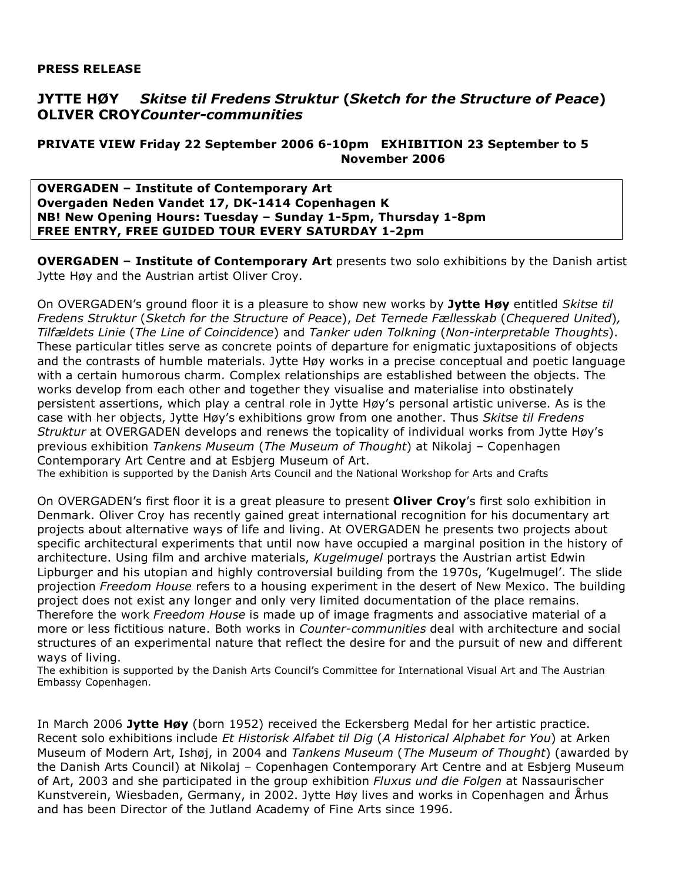**PRESS RELEASE**

# JYTTE HØY *Skitse til Fredens Struktur* (*Sketch for the Structure of Peace*) OLIVER CROY *Counter-communities*

**PRIVATE VIEW Friday 22 September 2006 6-10pm EXHIBITION 23 September to 5 November 2006**

**OVERGADEN – Institute of Contemporary Art**
**Overgaden Neden Vandet 17, DK-1414 Copenhagen K**
**NB! New Opening Hours: Tuesday – Sunday 1-5pm, Thursday 1-8pm**
**FREE ENTRY, FREE GUIDED TOUR EVERY SATURDAY 1-2pm**

**OVERGADEN – Institute of Contemporary Art** presents two solo exhibitions by the Danish artist Jytte Høy and the Austrian artist Oliver Croy.

On OVERGADEN's ground floor it is a pleasure to show new works by **Jytte Høy** entitled *Skitse til Fredens Struktur* (*Sketch for the Structure of Peace*), *Det Ternede Fællesskab* (*Chequered United*), *Tilfældets Linie* (*The Line of Coincidence*) and *Tanker uden Tolkning* (*Non-interpretable Thoughts*). These particular titles serve as concrete points of departure for enigmatic juxtapositions of objects and the contrasts of humble materials. Jytte Høy works in a precise conceptual and poetic language with a certain humorous charm. Complex relationships are established between the objects. The works develop from each other and together they visualise and materialise into obstinately persistent assertions, which play a central role in Jytte Høy's personal artistic universe. As is the case with her objects, Jytte Høy's exhibitions grow from one another. Thus *Skitse til Fredens Struktur* at OVERGADEN develops and renews the topicality of individual works from Jytte Høy's previous exhibition *Tankens Museum* (*The Museum of Thought*) at Nikolaj – Copenhagen Contemporary Art Centre and at Esbjerg Museum of Art.
The exhibition is supported by the Danish Arts Council and the National Workshop for Arts and Crafts

On OVERGADEN's first floor it is a great pleasure to present **Oliver Croy**'s first solo exhibition in Denmark. Oliver Croy has recently gained great international recognition for his documentary art projects about alternative ways of life and living. At OVERGADEN he presents two projects about specific architectural experiments that until now have occupied a marginal position in the history of architecture. Using film and archive materials, *Kugelmugel* portrays the Austrian artist Edwin Lipburger and his utopian and highly controversial building from the 1970s, 'Kugelmugel'. The slide projection *Freedom House* refers to a housing experiment in the desert of New Mexico. The building project does not exist any longer and only very limited documentation of the place remains. Therefore the work *Freedom House* is made up of image fragments and associative material of a more or less fictitious nature. Both works in *Counter-communities* deal with architecture and social structures of an experimental nature that reflect the desire for and the pursuit of new and different ways of living.
The exhibition is supported by the Danish Arts Council's Committee for International Visual Art and The Austrian Embassy Copenhagen.

In March 2006 **Jytte Høy** (born 1952) received the Eckersberg Medal for her artistic practice. Recent solo exhibitions include *Et Historisk Alfabet til Dig* (*A Historical Alphabet for You*) at Arken Museum of Modern Art, Ishøj, in 2004 and *Tankens Museum* (*The Museum of Thought*) (awarded by the Danish Arts Council) at Nikolaj – Copenhagen Contemporary Art Centre and at Esbjerg Museum of Art, 2003 and she participated in the group exhibition *Fluxus und die Folgen* at Nassaurischer Kunstverein, Wiesbaden, Germany, in 2002. Jytte Høy lives and works in Copenhagen and Århus and has been Director of the Jutland Academy of Fine Arts since 1996.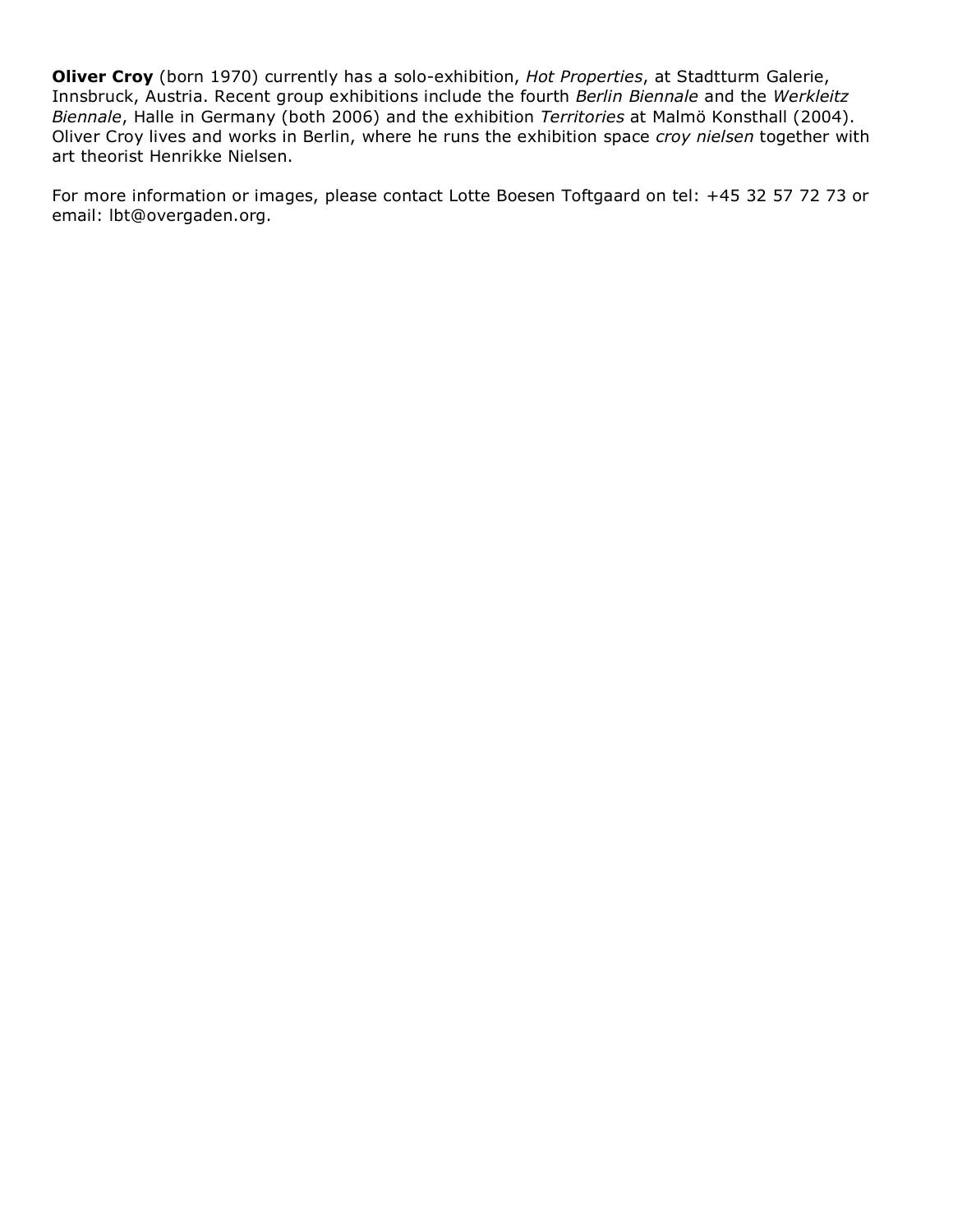**Oliver Croy** (born 1970) currently has a solo-exhibition, *Hot Properties*, at Stadtturm Galerie, Innsbruck, Austria. Recent group exhibitions include the fourth *Berlin Biennale* and the *Werkleitz Biennale*, Halle in Germany (both 2006) and the exhibition *Territories* at Malmö Konsthall (2004). Oliver Croy lives and works in Berlin, where he runs the exhibition space *croy nielsen* together with art theorist Henrikke Nielsen.

For more information or images, please contact Lotte Boesen Toftgaard on tel: +45 32 57 72 73 or email: lbt@overgaden.org.